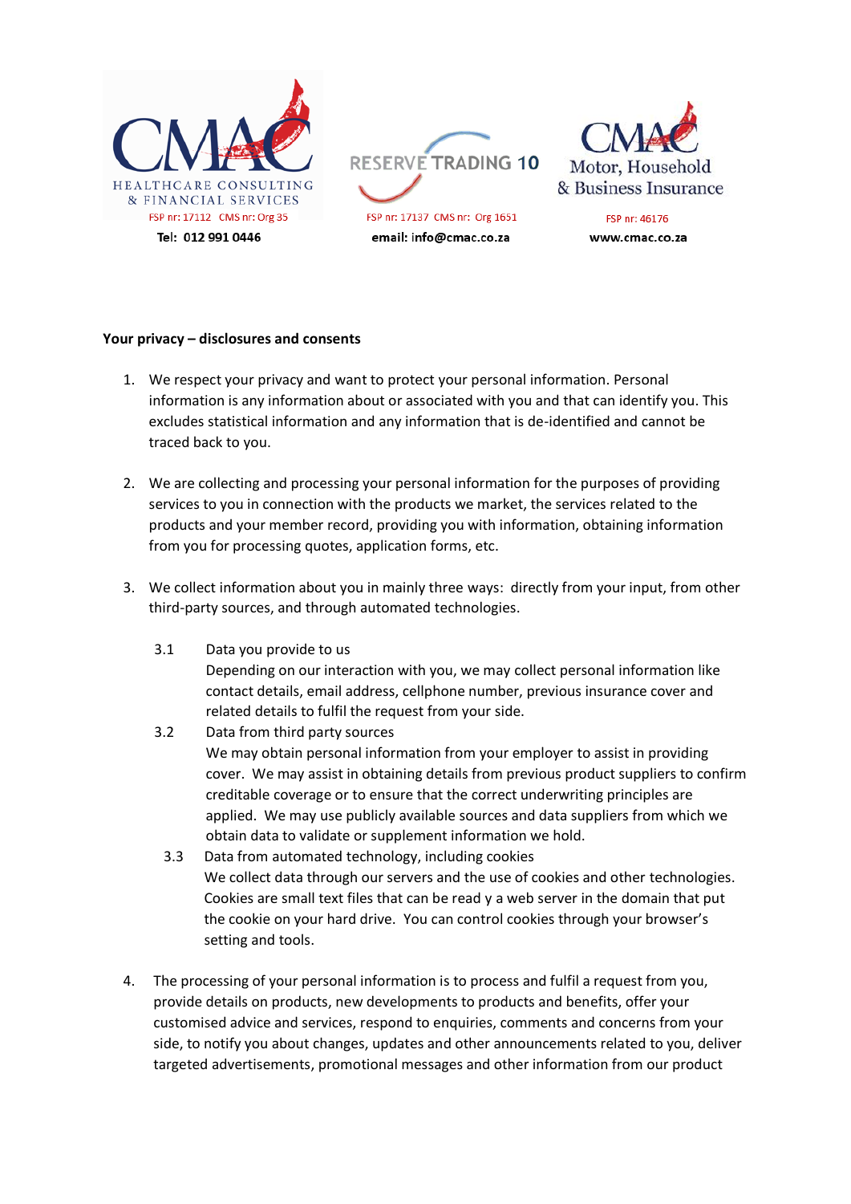CMAC HEALTHCARE CONSULTING & FINANCIAL SERVICES
FSP nr: 17112 CMS nr: Org 35
Tel: 012 991 0446

RESERVE TRADING 10
FSP nr: 17137 CMS nr: Org 1651
email: info@cmac.co.za

CMAC Motor, Household & Business Insurance
FSP nr: 46176
www.cmac.co.za

**Your privacy – disclosures and consents**

1. We respect your privacy and want to protect your personal information. Personal information is any information about or associated with you and that can identify you. This excludes statistical information and any information that is de-identified and cannot be traced back to you.

2. We are collecting and processing your personal information for the purposes of providing services to you in connection with the products we market, the services related to the products and your member record, providing you with information, obtaining information from you for processing quotes, application forms, etc.

3. We collect information about you in mainly three ways: directly from your input, from other third-party sources, and through automated technologies.

   3.1 Data you provide to us
   Depending on our interaction with you, we may collect personal information like contact details, email address, cellphone number, previous insurance cover and related details to fulfil the request from your side.

   3.2 Data from third party sources
   We may obtain personal information from your employer to assist in providing cover. We may assist in obtaining details from previous product suppliers to confirm creditable coverage or to ensure that the correct underwriting principles are applied. We may use publicly available sources and data suppliers from which we obtain data to validate or supplement information we hold.

   3.3 Data from automated technology, including cookies
   We collect data through our servers and the use of cookies and other technologies. Cookies are small text files that can be read y a web server in the domain that put the cookie on your hard drive. You can control cookies through your browser's setting and tools.

4. The processing of your personal information is to process and fulfil a request from you, provide details on products, new developments to products and benefits, offer your customised advice and services, respond to enquiries, comments and concerns from your side, to notify you about changes, updates and other announcements related to you, deliver targeted advertisements, promotional messages and other information from our product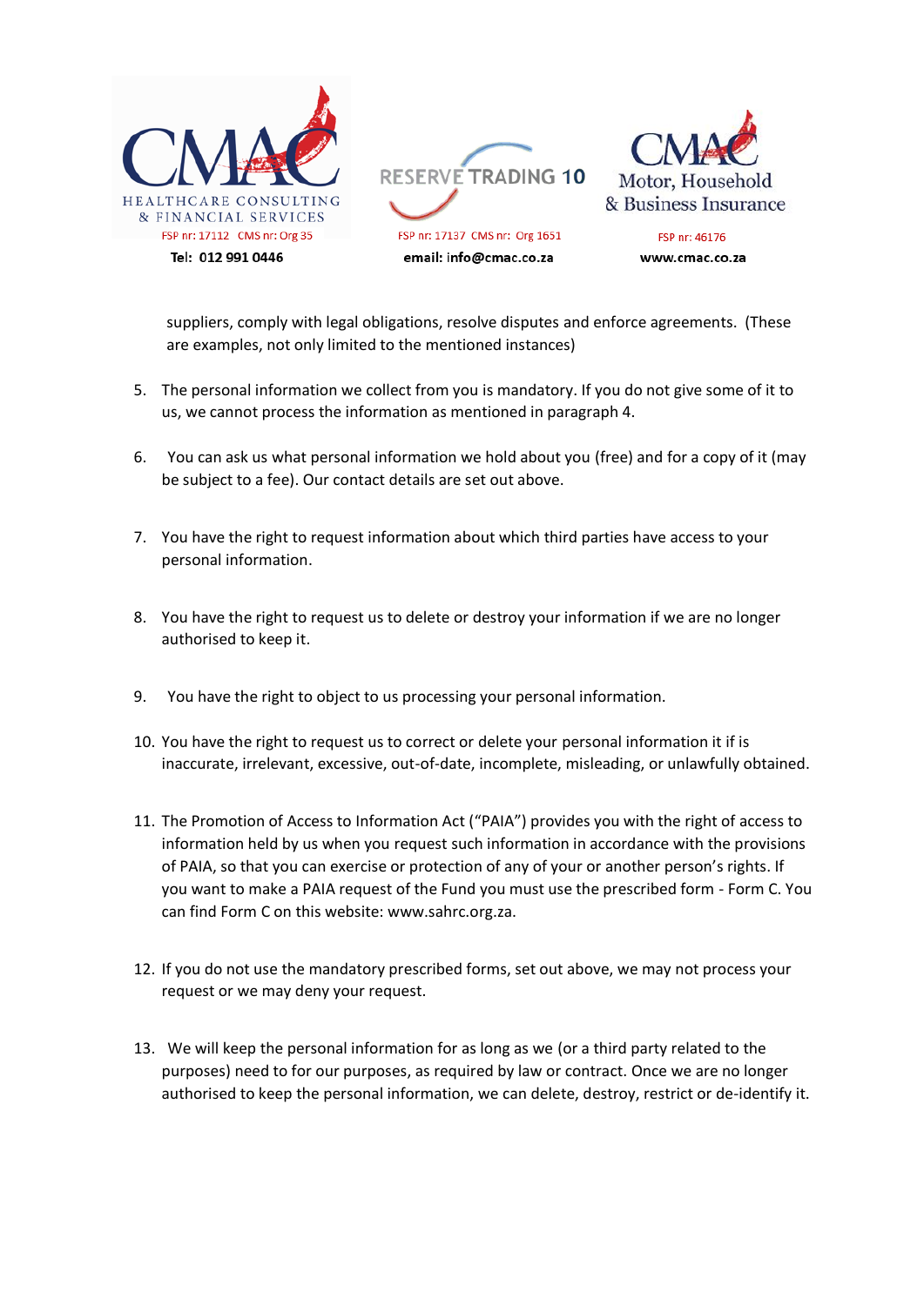suppliers, comply with legal obligations, resolve disputes and enforce agreements. (These are examples, not only limited to the mentioned instances)

5. The personal information we collect from you is mandatory. If you do not give some of it to us, we cannot process the information as mentioned in paragraph 4.

6. You can ask us what personal information we hold about you (free) and for a copy of it (may be subject to a fee). Our contact details are set out above.

7. You have the right to request information about which third parties have access to your personal information.

8. You have the right to request us to delete or destroy your information if we are no longer authorised to keep it.

9. You have the right to object to us processing your personal information.

10. You have the right to request us to correct or delete your personal information it if is inaccurate, irrelevant, excessive, out-of-date, incomplete, misleading, or unlawfully obtained.

11. The Promotion of Access to Information Act ("PAIA") provides you with the right of access to information held by us when you request such information in accordance with the provisions of PAIA, so that you can exercise or protection of any of your or another person's rights. If you want to make a PAIA request of the Fund you must use the prescribed form - Form C. You can find Form C on this website: www.sahrc.org.za.

12. If you do not use the mandatory prescribed forms, set out above, we may not process your request or we may deny your request.

13. We will keep the personal information for as long as we (or a third party related to the purposes) need to for our purposes, as required by law or contract. Once we are no longer authorised to keep the personal information, we can delete, destroy, restrict or de-identify it.